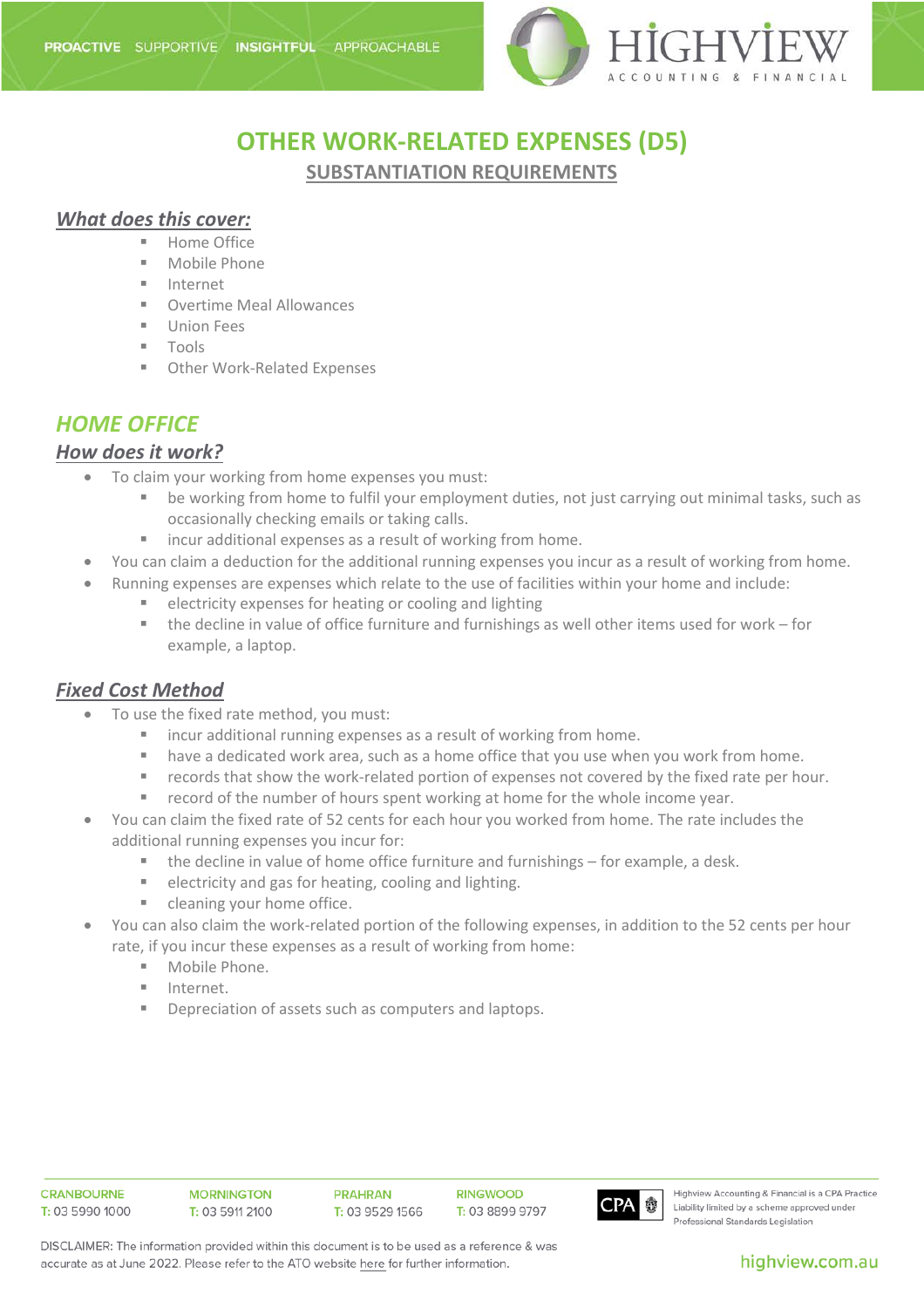# OTHER WORK-RELATED EXPENSES (D5)

## SUBSTANTIATION REQUIREMENTS

### *What does this cover:*

- Home Office
- Mobile Phone
- Internet
- Overtime Meal Allowances
- Union Fees
- Tools
- Other Work-Related Expenses

## *HOME OFFICE*

### *How does it work?*

- To claim your working from home expenses you must:
  - be working from home to fulfil your employment duties, not just carrying out minimal tasks, such as occasionally checking emails or taking calls.
  - incur additional expenses as a result of working from home.
- You can claim a deduction for the additional running expenses you incur as a result of working from home.
- Running expenses are expenses which relate to the use of facilities within your home and include:
  - electricity expenses for heating or cooling and lighting
  - the decline in value of office furniture and furnishings as well other items used for work – for example, a laptop.

### *Fixed Cost Method*

- To use the fixed rate method, you must:
  - incur additional running expenses as a result of working from home.
  - have a dedicated work area, such as a home office that you use when you work from home.
  - records that show the work-related portion of expenses not covered by the fixed rate per hour.
  - record of the number of hours spent working at home for the whole income year.
- You can claim the fixed rate of 52 cents for each hour you worked from home. The rate includes the additional running expenses you incur for:
  - the decline in value of home office furniture and furnishings – for example, a desk.
  - electricity and gas for heating, cooling and lighting.
  - cleaning your home office.
- You can also claim the work-related portion of the following expenses, in addition to the 52 cents per hour rate, if you incur these expenses as a result of working from home:
  - Mobile Phone.
  - Internet.
  - Depreciation of assets such as computers and laptops.

DISCLAIMER: The information provided within this document is to be used as a reference & was accurate as at June 2022. Please refer to the ATO website here for further information.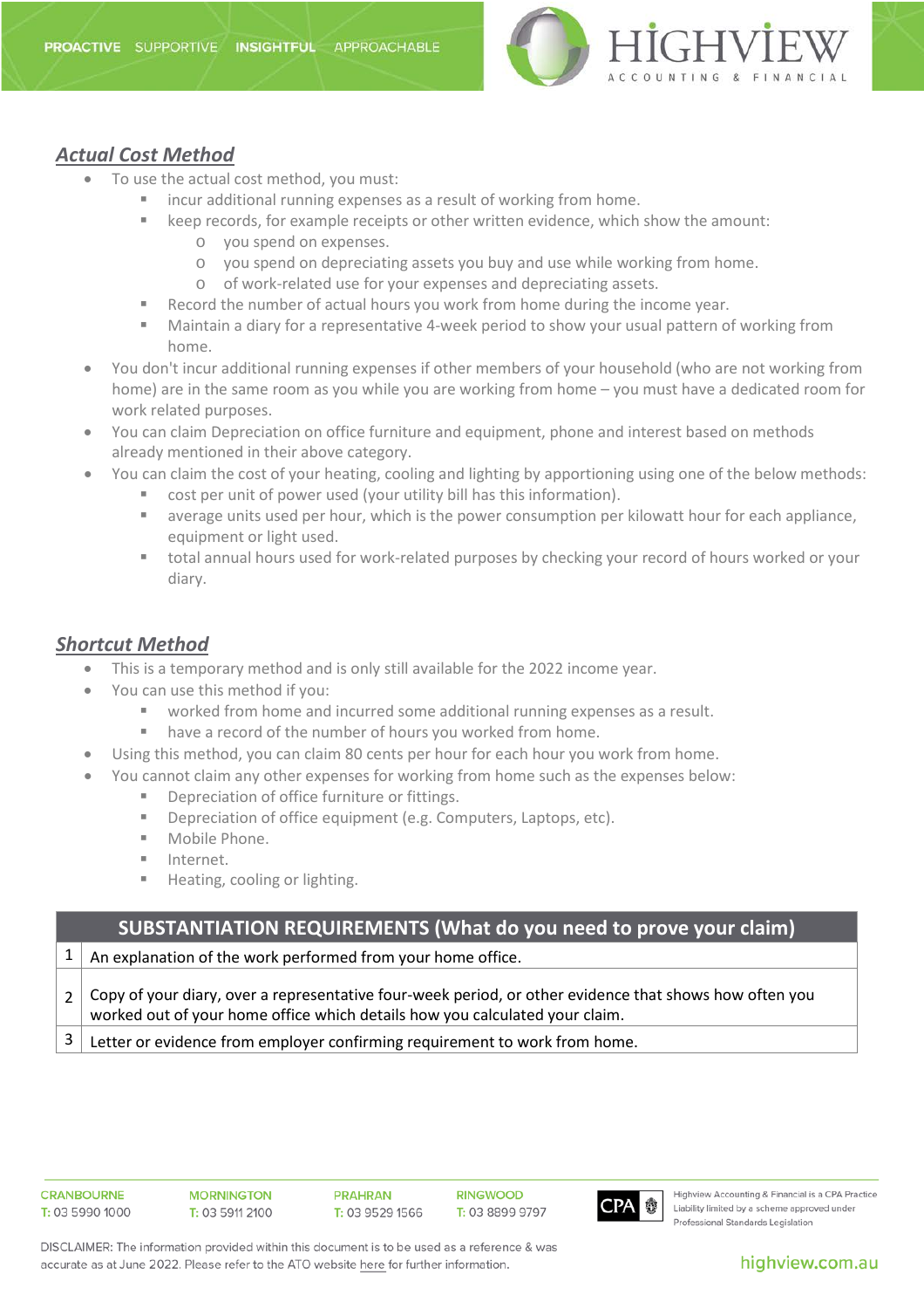## ***Actual Cost Method***

- To use the actual cost method, you must:
  - incur additional running expenses as a result of working from home.
  - keep records, for example receipts or other written evidence, which show the amount:
    - you spend on expenses.
    - you spend on depreciating assets you buy and use while working from home.
    - of work-related use for your expenses and depreciating assets.
  - Record the number of actual hours you work from home during the income year.
  - Maintain a diary for a representative 4-week period to show your usual pattern of working from home.
- You don't incur additional running expenses if other members of your household (who are not working from home) are in the same room as you while you are working from home – you must have a dedicated room for work related purposes.
- You can claim Depreciation on office furniture and equipment, phone and interest based on methods already mentioned in their above category.
- You can claim the cost of your heating, cooling and lighting by apportioning using one of the below methods:
  - cost per unit of power used (your utility bill has this information).
  - average units used per hour, which is the power consumption per kilowatt hour for each appliance, equipment or light used.
  - total annual hours used for work-related purposes by checking your record of hours worked or your diary.

## ***Shortcut Method***

- This is a temporary method and is only still available for the 2022 income year.
- You can use this method if you:
  - worked from home and incurred some additional running expenses as a result.
  - have a record of the number of hours you worked from home.
- Using this method, you can claim 80 cents per hour for each hour you work from home.
- You cannot claim any other expenses for working from home such as the expenses below:
  - Depreciation of office furniture or fittings.
  - Depreciation of office equipment (e.g. Computers, Laptops, etc).
  - Mobile Phone.
  - Internet.
  - Heating, cooling or lighting.

| | SUBSTANTIATION REQUIREMENTS (What do you need to prove your claim) |
|---|---|
| 1 | An explanation of the work performed from your home office. |
| 2 | Copy of your diary, over a representative four-week period, or other evidence that shows how often you worked out of your home office which details how you calculated your claim. |
| 3 | Letter or evidence from employer confirming requirement to work from home. |

DISCLAIMER: The information provided within this document is to be used as a reference & was accurate as at June 2022. Please refer to the ATO website here for further information.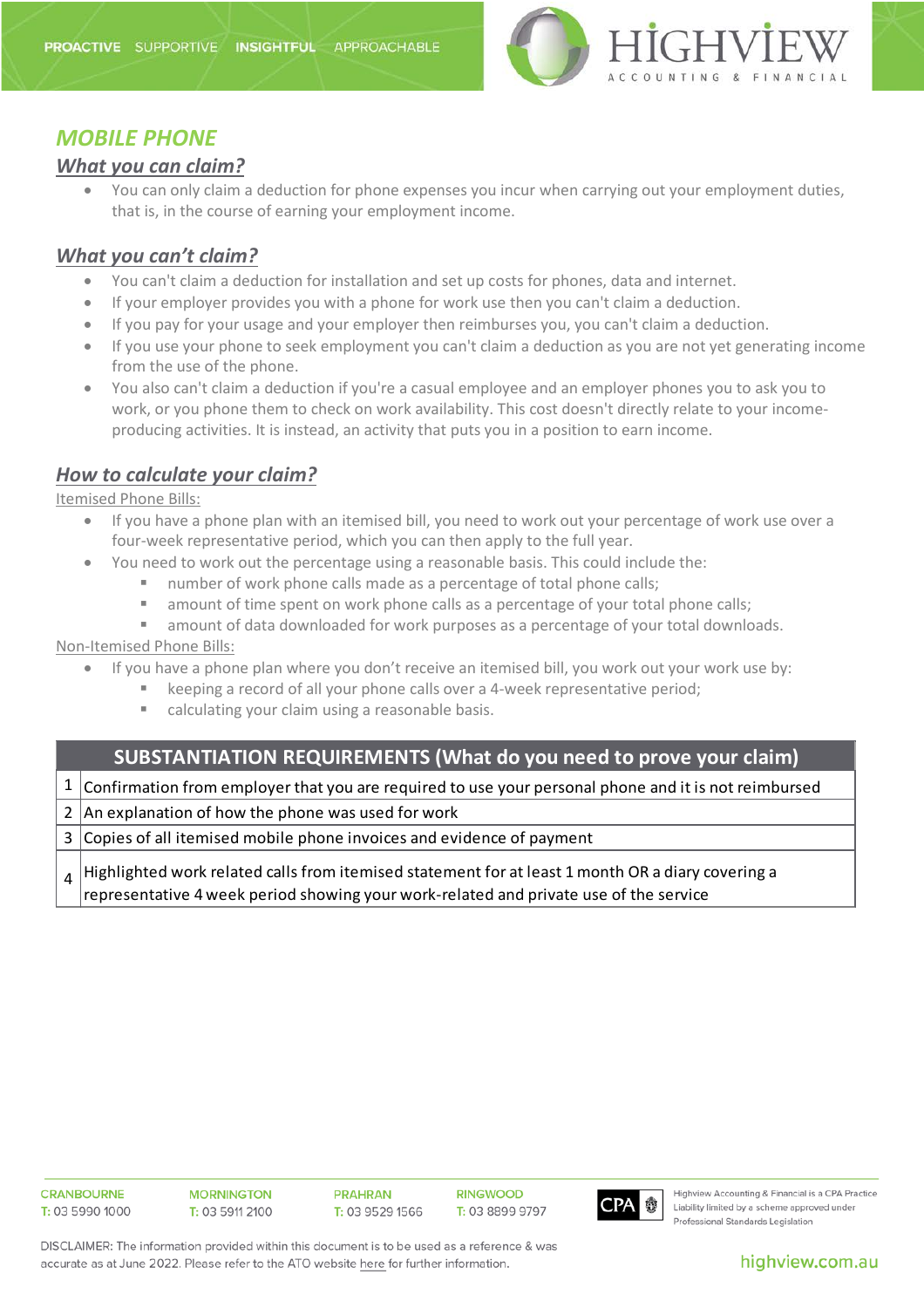## *MOBILE PHONE*

### *What you can claim?*

- You can only claim a deduction for phone expenses you incur when carrying out your employment duties, that is, in the course of earning your employment income.

### *What you can't claim?*

- You can't claim a deduction for installation and set up costs for phones, data and internet.
- If your employer provides you with a phone for work use then you can't claim a deduction.
- If you pay for your usage and your employer then reimburses you, you can't claim a deduction.
- If you use your phone to seek employment you can't claim a deduction as you are not yet generating income from the use of the phone.
- You also can't claim a deduction if you're a casual employee and an employer phones you to ask you to work, or you phone them to check on work availability. This cost doesn't directly relate to your income-producing activities. It is instead, an activity that puts you in a position to earn income.

### *How to calculate your claim?*

Itemised Phone Bills:

- If you have a phone plan with an itemised bill, you need to work out your percentage of work use over a four-week representative period, which you can then apply to the full year.
- You need to work out the percentage using a reasonable basis. This could include the:
  - number of work phone calls made as a percentage of total phone calls;
  - amount of time spent on work phone calls as a percentage of your total phone calls;
  - amount of data downloaded for work purposes as a percentage of your total downloads.

Non-Itemised Phone Bills:

- If you have a phone plan where you don't receive an itemised bill, you work out your work use by:
  - keeping a record of all your phone calls over a 4-week representative period;
  - calculating your claim using a reasonable basis.

| | SUBSTANTIATION REQUIREMENTS (What do you need to prove your claim) |
|---|---|
| 1 | Confirmation from employer that you are required to use your personal phone and it is not reimbursed |
| 2 | An explanation of how the phone was used for work |
| 3 | Copies of all itemised mobile phone invoices and evidence of payment |
| 4 | Highlighted work related calls from itemised statement for at least 1 month OR a diary covering a representative 4 week period showing your work-related and private use of the service |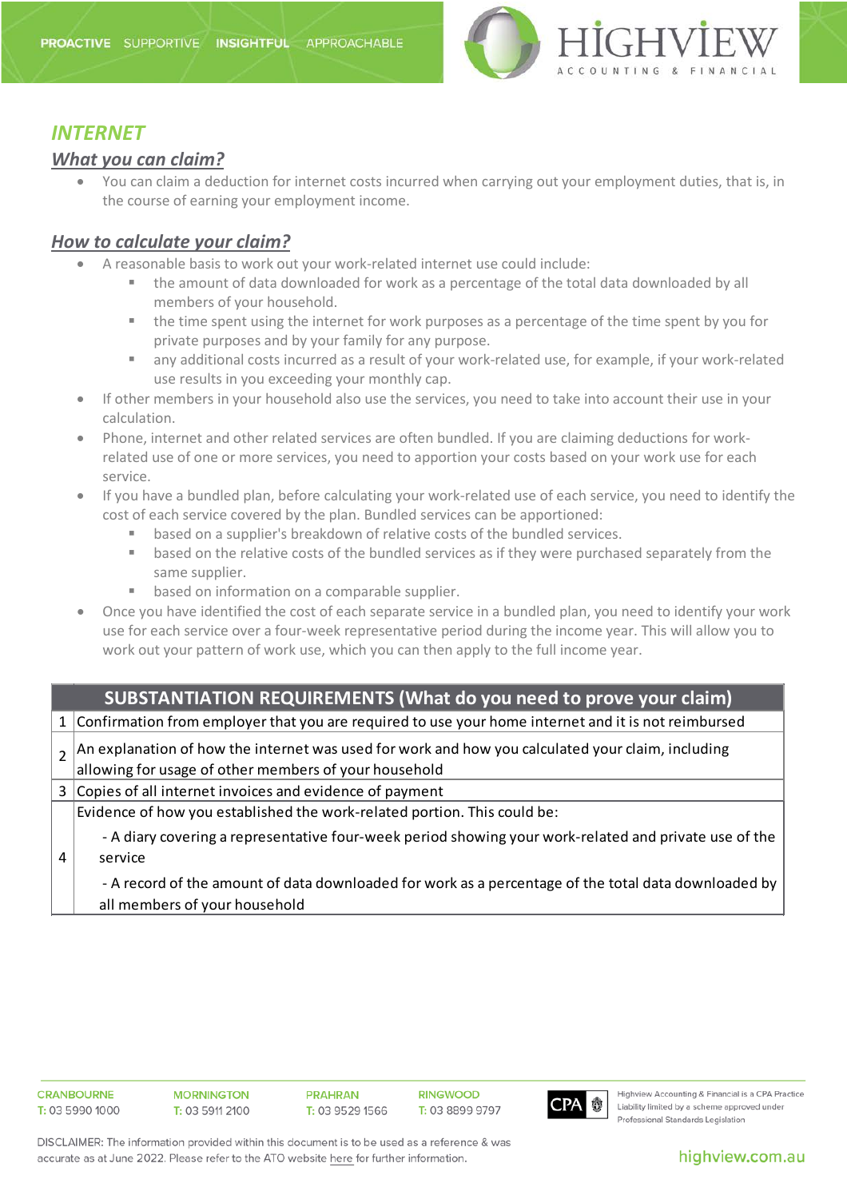## *INTERNET*

### *What you can claim?*

- You can claim a deduction for internet costs incurred when carrying out your employment duties, that is, in the course of earning your employment income.

### *How to calculate your claim?*

- A reasonable basis to work out your work-related internet use could include:
  - the amount of data downloaded for work as a percentage of the total data downloaded by all members of your household.
  - the time spent using the internet for work purposes as a percentage of the time spent by you for private purposes and by your family for any purpose.
  - any additional costs incurred as a result of your work-related use, for example, if your work-related use results in you exceeding your monthly cap.
- If other members in your household also use the services, you need to take into account their use in your calculation.
- Phone, internet and other related services are often bundled. If you are claiming deductions for work-related use of one or more services, you need to apportion your costs based on your work use for each service.
- If you have a bundled plan, before calculating your work-related use of each service, you need to identify the cost of each service covered by the plan. Bundled services can be apportioned:
  - based on a supplier's breakdown of relative costs of the bundled services.
  - based on the relative costs of the bundled services as if they were purchased separately from the same supplier.
  - based on information on a comparable supplier.
- Once you have identified the cost of each separate service in a bundled plan, you need to identify your work use for each service over a four-week representative period during the income year. This will allow you to work out your pattern of work use, which you can then apply to the full income year.

| | SUBSTANTIATION REQUIREMENTS (What do you need to prove your claim) |
|---|---|
| 1 | Confirmation from employer that you are required to use your home internet and it is not reimbursed |
| 2 | An explanation of how the internet was used for work and how you calculated your claim, including allowing for usage of other members of your household |
| 3 | Copies of all internet invoices and evidence of payment |
| 4 | Evidence of how you established the work-related portion. This could be:<br>- A diary covering a representative four-week period showing your work-related and private use of the service<br>- A record of the amount of data downloaded for work as a percentage of the total data downloaded by all members of your household |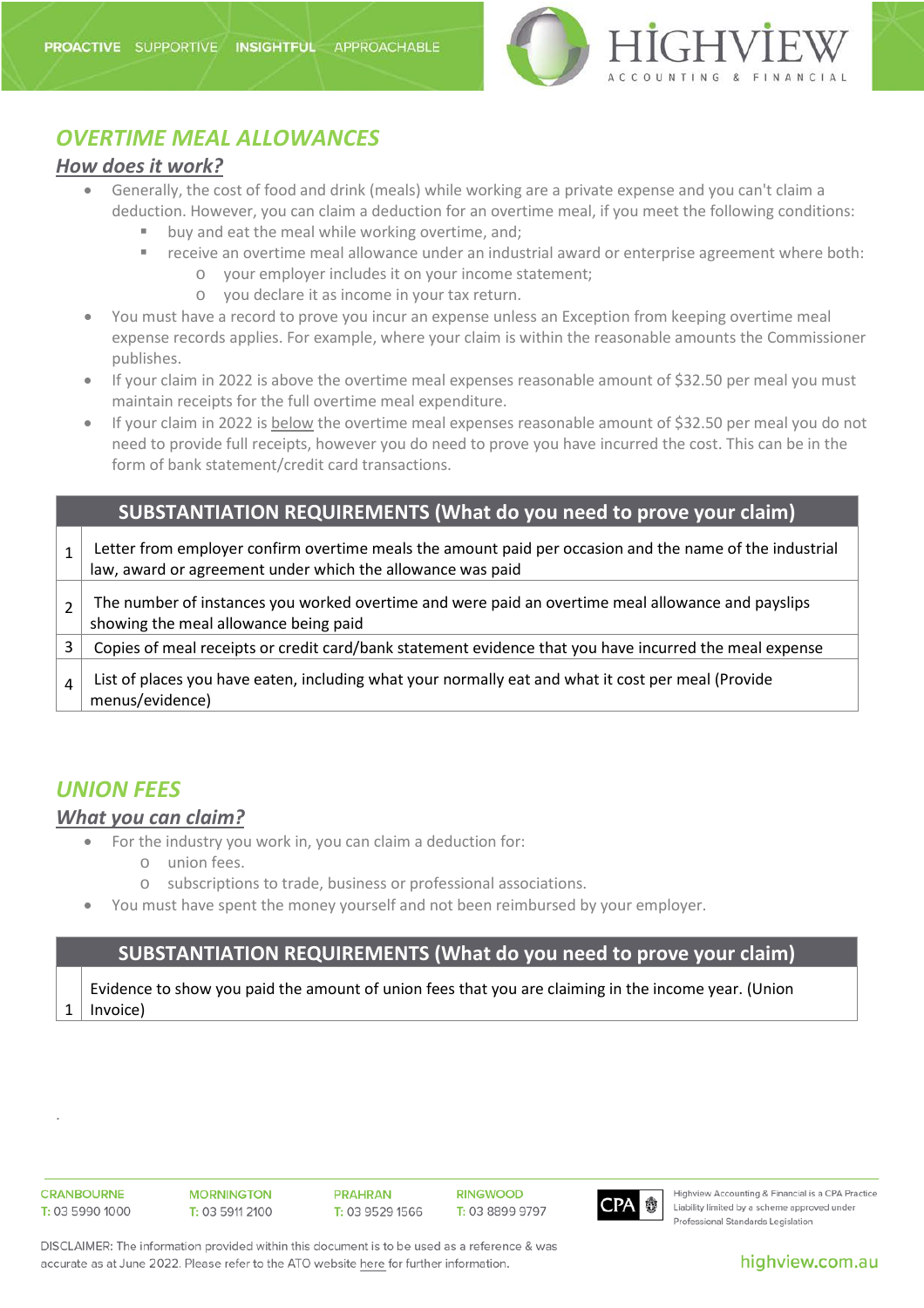## *OVERTIME MEAL ALLOWANCES*

### *How does it work?*

- Generally, the cost of food and drink (meals) while working are a private expense and you can't claim a deduction. However, you can claim a deduction for an overtime meal, if you meet the following conditions:
  - buy and eat the meal while working overtime, and;
  - receive an overtime meal allowance under an industrial award or enterprise agreement where both:
    - your employer includes it on your income statement;
    - you declare it as income in your tax return.
- You must have a record to prove you incur an expense unless an Exception from keeping overtime meal expense records applies. For example, where your claim is within the reasonable amounts the Commissioner publishes.
- If your claim in 2022 is above the overtime meal expenses reasonable amount of $32.50 per meal you must maintain receipts for the full overtime meal expenditure.
- If your claim in 2022 is below the overtime meal expenses reasonable amount of $32.50 per meal you do not need to provide full receipts, however you do need to prove you have incurred the cost. This can be in the form of bank statement/credit card transactions.

| | SUBSTANTIATION REQUIREMENTS (What do you need to prove your claim) |
|---|---|
| 1 | Letter from employer confirm overtime meals the amount paid per occasion and the name of the industrial law, award or agreement under which the allowance was paid |
| 2 | The number of instances you worked overtime and were paid an overtime meal allowance and payslips showing the meal allowance being paid |
| 3 | Copies of meal receipts or credit card/bank statement evidence that you have incurred the meal expense |
| 4 | List of places you have eaten, including what your normally eat and what it cost per meal (Provide menus/evidence) |

## *UNION FEES*

### *What you can claim?*

- For the industry you work in, you can claim a deduction for:
  - union fees.
  - subscriptions to trade, business or professional associations.
- You must have spent the money yourself and not been reimbursed by your employer.

| | SUBSTANTIATION REQUIREMENTS (What do you need to prove your claim) |
|---|---|
| 1 | Evidence to show you paid the amount of union fees that you are claiming in the income year. (Union Invoice) |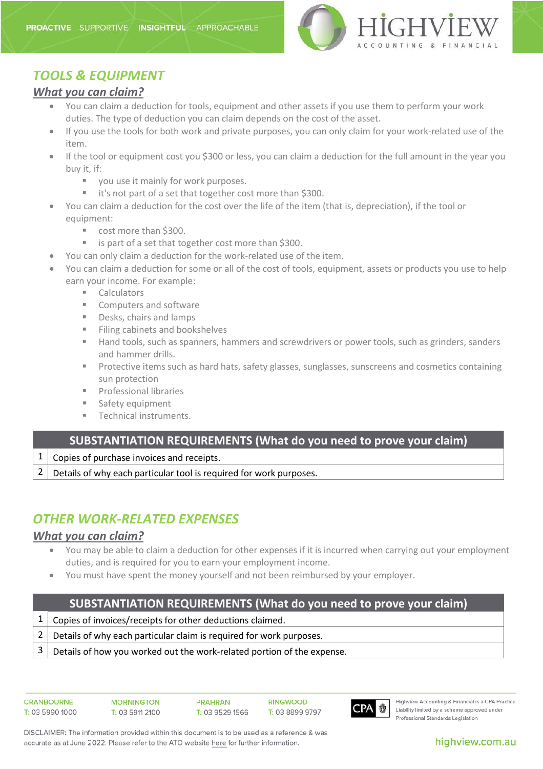## *TOOLS & EQUIPMENT*

### *What you can claim?*

- You can claim a deduction for tools, equipment and other assets if you use them to perform your work duties. The type of deduction you can claim depends on the cost of the asset.
- If you use the tools for both work and private purposes, you can only claim for your work-related use of the item.
- If the tool or equipment cost you $300 or less, you can claim a deduction for the full amount in the year you buy it, if:
  - you use it mainly for work purposes.
  - it's not part of a set that together cost more than $300.
- You can claim a deduction for the cost over the life of the item (that is, depreciation), if the tool or equipment:
  - cost more than $300.
  - is part of a set that together cost more than $300.
- You can only claim a deduction for the work-related use of the item.
- You can claim a deduction for some or all of the cost of tools, equipment, assets or products you use to help earn your income. For example:
  - Calculators
  - Computers and software
  - Desks, chairs and lamps
  - Filing cabinets and bookshelves
  - Hand tools, such as spanners, hammers and screwdrivers or power tools, such as grinders, sanders and hammer drills.
  - Protective items such as hard hats, safety glasses, sunglasses, sunscreens and cosmetics containing sun protection
  - Professional libraries
  - Safety equipment
  - Technical instruments.

| | SUBSTANTIATION REQUIREMENTS (What do you need to prove your claim) |
|---|---|
| 1 | Copies of purchase invoices and receipts. |
| 2 | Details of why each particular tool is required for work purposes. |

## *OTHER WORK-RELATED EXPENSES*

### *What you can claim?*

- You may be able to claim a deduction for other expenses if it is incurred when carrying out your employment duties, and is required for you to earn your employment income.
- You must have spent the money yourself and not been reimbursed by your employer.

| | SUBSTANTIATION REQUIREMENTS (What do you need to prove your claim) |
|---|---|
| 1 | Copies of invoices/receipts for other deductions claimed. |
| 2 | Details of why each particular claim is required for work purposes. |
| 3 | Details of how you worked out the work-related portion of the expense. |

CRANBOURNE T: 03 5990 1000 | MORNINGTON T: 03 5911 2100 | PRAHRAN T: 03 9529 1566 | RINGWOOD T: 03 8899 9797

Highview Accounting & Financial is a CPA Practice. Liability limited by a scheme approved under Professional Standards Legislation

DISCLAIMER: The information provided within this document is to be used as a reference & was accurate as at June 2022. Please refer to the ATO website here for further information.

highview.com.au